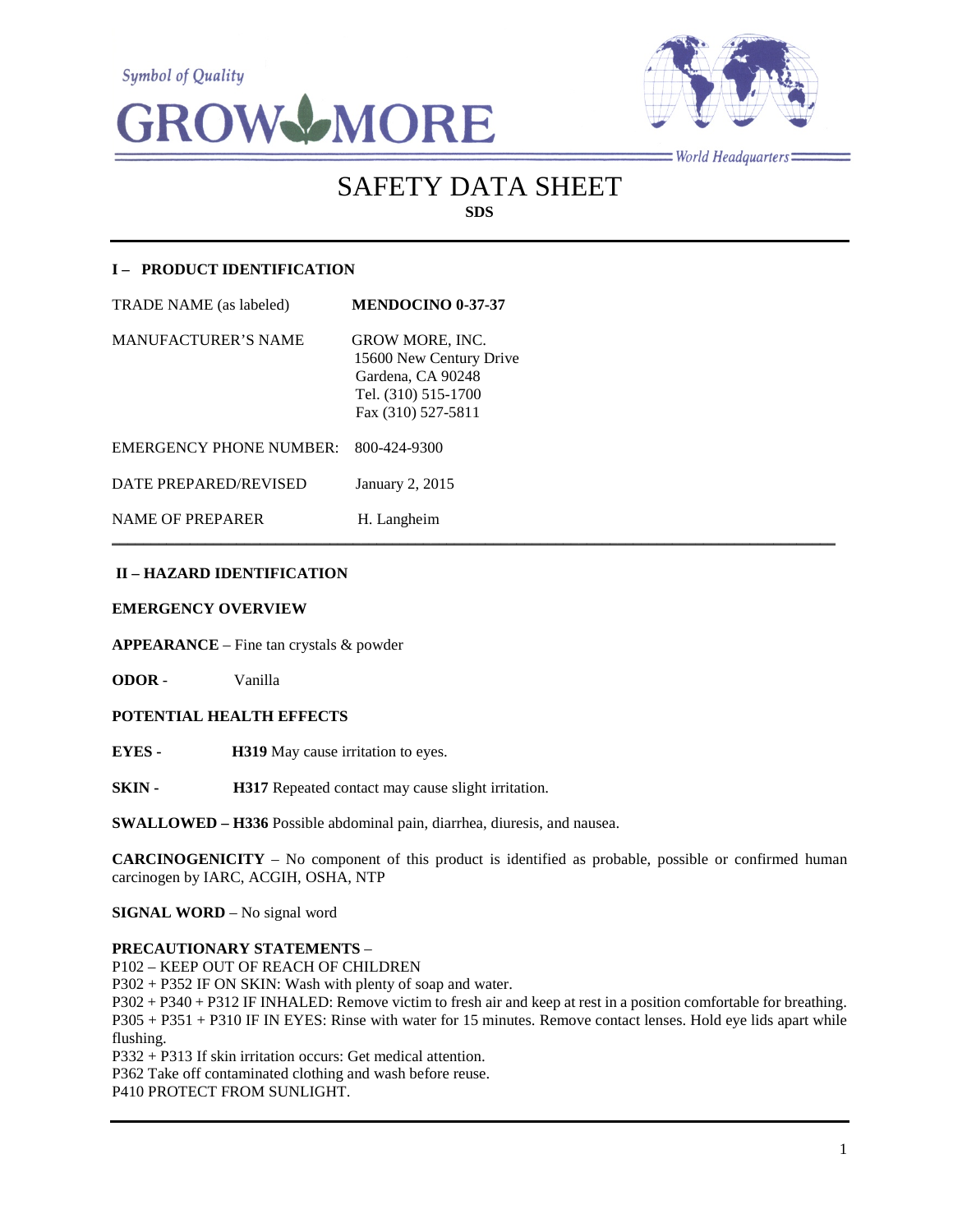Symbol of Quality

# GROW MORE

World Headquarters

# SAFETY DATA SHEET

**SDS**

## I – PRODUCT IDENTIFICATION

| | |
|---|---|
| TRADE NAME (as labeled) | **MENDOCINO 0-37-37** |
| MANUFACTURER'S NAME | GROW MORE, INC.<br>15600 New Century Drive<br>Gardena, CA 90248<br>Tel. (310) 515-1700<br>Fax (310) 527-5811 |
| EMERGENCY PHONE NUMBER: | 800-424-9300 |
| DATE PREPARED/REVISED | January 2, 2015 |
| NAME OF PREPARER | H. Langheim |

## II – HAZARD IDENTIFICATION

**EMERGENCY OVERVIEW**

**APPEARANCE** – Fine tan crystals & powder

**ODOR** - Vanilla

**POTENTIAL HEALTH EFFECTS**

**EYES -** **H319** May cause irritation to eyes.

**SKIN -** **H317** Repeated contact may cause slight irritation.

**SWALLOWED – H336** Possible abdominal pain, diarrhea, diuresis, and nausea.

**CARCINOGENICITY** – No component of this product is identified as probable, possible or confirmed human carcinogen by IARC, ACGIH, OSHA, NTP

**SIGNAL WORD** – No signal word

**PRECAUTIONARY STATEMENTS** –
P102 – KEEP OUT OF REACH OF CHILDREN
P302 + P352 IF ON SKIN: Wash with plenty of soap and water.
P302 + P340 + P312 IF INHALED: Remove victim to fresh air and keep at rest in a position comfortable for breathing.
P305 + P351 + P310 IF IN EYES: Rinse with water for 15 minutes. Remove contact lenses. Hold eye lids apart while flushing.
P332 + P313 If skin irritation occurs: Get medical attention.
P362 Take off contaminated clothing and wash before reuse.
P410 PROTECT FROM SUNLIGHT.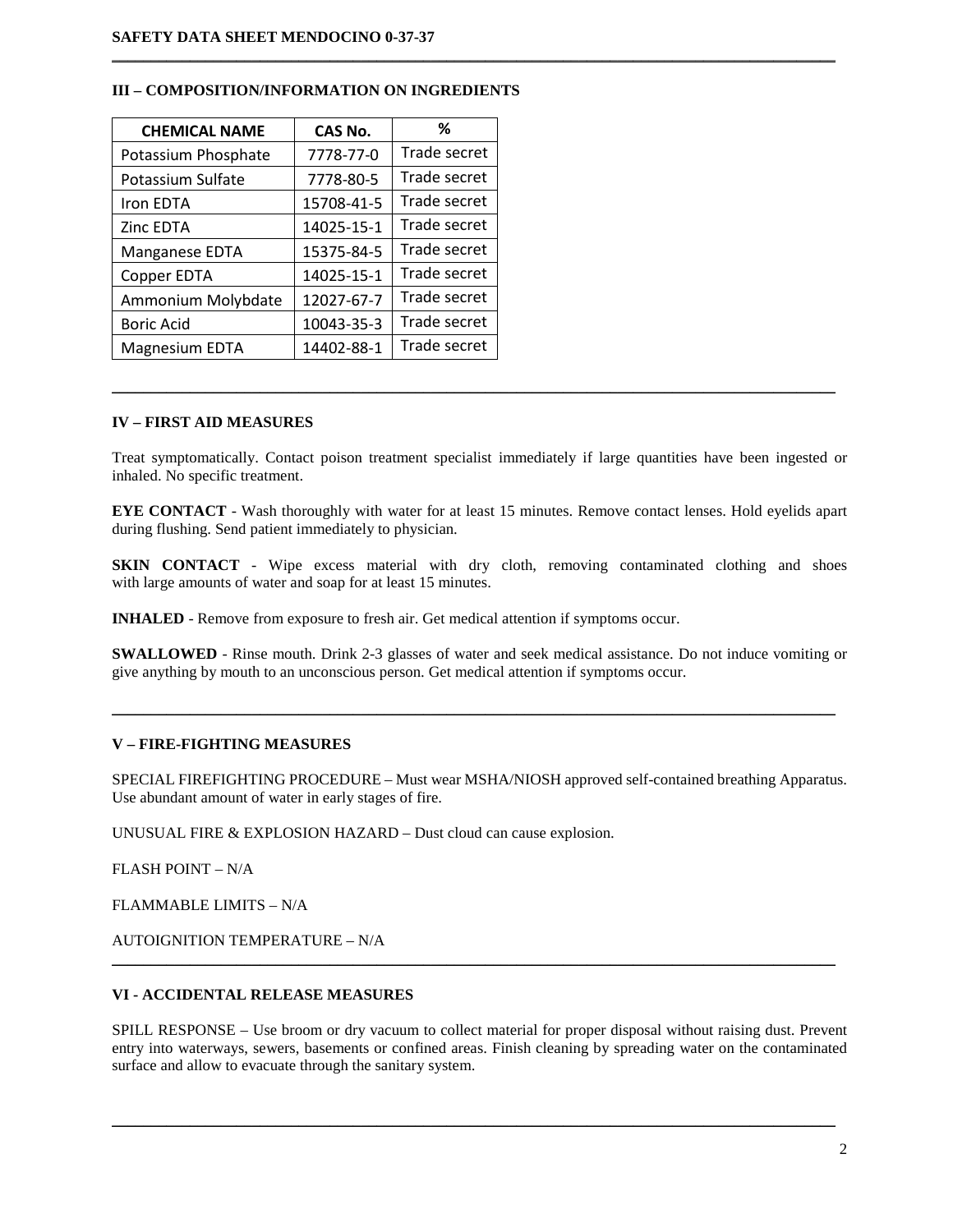## III – COMPOSITION/INFORMATION ON INGREDIENTS

| CHEMICAL NAME | CAS No. | % |
|---|---|---|
| Potassium Phosphate | 7778-77-0 | Trade secret |
| Potassium Sulfate | 7778-80-5 | Trade secret |
| Iron EDTA | 15708-41-5 | Trade secret |
| Zinc EDTA | 14025-15-1 | Trade secret |
| Manganese EDTA | 15375-84-5 | Trade secret |
| Copper EDTA | 14025-15-1 | Trade secret |
| Ammonium Molybdate | 12027-67-7 | Trade secret |
| Boric Acid | 10043-35-3 | Trade secret |
| Magnesium EDTA | 14402-88-1 | Trade secret |

## IV – FIRST AID MEASURES

Treat symptomatically. Contact poison treatment specialist immediately if large quantities have been ingested or inhaled. No specific treatment.

**EYE CONTACT** - Wash thoroughly with water for at least 15 minutes. Remove contact lenses. Hold eyelids apart during flushing. Send patient immediately to physician.

**SKIN CONTACT** - Wipe excess material with dry cloth, removing contaminated clothing and shoes with large amounts of water and soap for at least 15 minutes.

**INHALED** - Remove from exposure to fresh air. Get medical attention if symptoms occur.

**SWALLOWED** - Rinse mouth. Drink 2-3 glasses of water and seek medical assistance. Do not induce vomiting or give anything by mouth to an unconscious person. Get medical attention if symptoms occur.

## V – FIRE-FIGHTING MEASURES

SPECIAL FIREFIGHTING PROCEDURE – Must wear MSHA/NIOSH approved self-contained breathing Apparatus. Use abundant amount of water in early stages of fire.

UNUSUAL FIRE & EXPLOSION HAZARD – Dust cloud can cause explosion.

FLASH POINT – N/A

FLAMMABLE LIMITS – N/A

AUTOIGNITION TEMPERATURE – N/A

## VI - ACCIDENTAL RELEASE MEASURES

SPILL RESPONSE – Use broom or dry vacuum to collect material for proper disposal without raising dust. Prevent entry into waterways, sewers, basements or confined areas. Finish cleaning by spreading water on the contaminated surface and allow to evacuate through the sanitary system.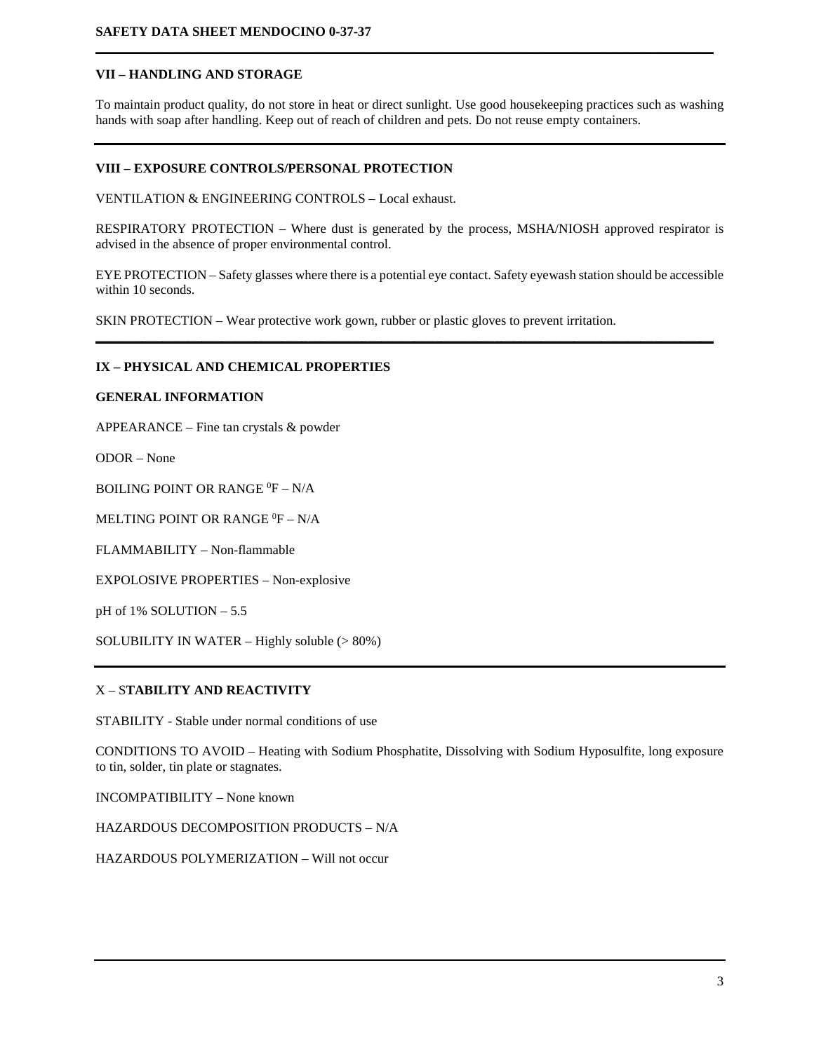## VII – HANDLING AND STORAGE

To maintain product quality, do not store in heat or direct sunlight. Use good housekeeping practices such as washing hands with soap after handling. Keep out of reach of children and pets. Do not reuse empty containers.

## VIII – EXPOSURE CONTROLS/PERSONAL PROTECTION

VENTILATION & ENGINEERING CONTROLS – Local exhaust.

RESPIRATORY PROTECTION – Where dust is generated by the process, MSHA/NIOSH approved respirator is advised in the absence of proper environmental control.

EYE PROTECTION – Safety glasses where there is a potential eye contact. Safety eyewash station should be accessible within 10 seconds.

SKIN PROTECTION – Wear protective work gown, rubber or plastic gloves to prevent irritation.

## IX – PHYSICAL AND CHEMICAL PROPERTIES

### GENERAL INFORMATION

APPEARANCE – Fine tan crystals & powder

ODOR – None

BOILING POINT OR RANGE $^0$F – N/A

MELTING POINT OR RANGE $^0$F – N/A

FLAMMABILITY – Non-flammable

EXPOLOSIVE PROPERTIES – Non-explosive

pH of 1% SOLUTION – 5.5

SOLUBILITY IN WATER – Highly soluble (> 80%)

## X – STABILITY AND REACTIVITY

STABILITY - Stable under normal conditions of use

CONDITIONS TO AVOID – Heating with Sodium Phosphatite, Dissolving with Sodium Hyposulfite, long exposure to tin, solder, tin plate or stagnates.

INCOMPATIBILITY – None known

HAZARDOUS DECOMPOSITION PRODUCTS – N/A

HAZARDOUS POLYMERIZATION – Will not occur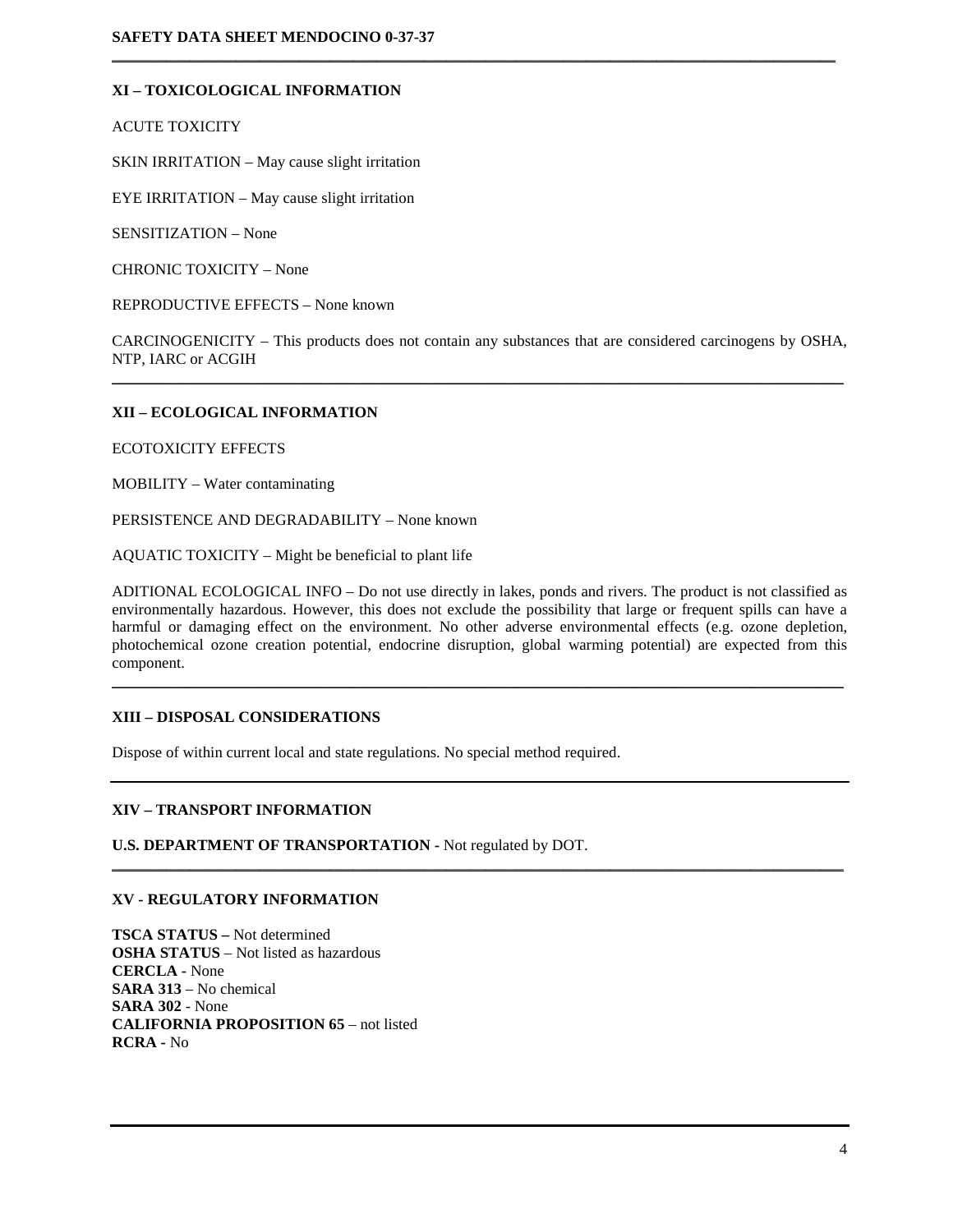## XI – TOXICOLOGICAL INFORMATION

ACUTE TOXICITY

SKIN IRRITATION – May cause slight irritation

EYE IRRITATION – May cause slight irritation

SENSITIZATION – None

CHRONIC TOXICITY – None

REPRODUCTIVE EFFECTS – None known

CARCINOGENICITY – This products does not contain any substances that are considered carcinogens by OSHA, NTP, IARC or ACGIH

---

## XII – ECOLOGICAL INFORMATION

ECOTOXICITY EFFECTS

MOBILITY – Water contaminating

PERSISTENCE AND DEGRADABILITY – None known

AQUATIC TOXICITY – Might be beneficial to plant life

ADITIONAL ECOLOGICAL INFO – Do not use directly in lakes, ponds and rivers. The product is not classified as environmentally hazardous. However, this does not exclude the possibility that large or frequent spills can have a harmful or damaging effect on the environment. No other adverse environmental effects (e.g. ozone depletion, photochemical ozone creation potential, endocrine disruption, global warming potential) are expected from this component.

---

## XIII – DISPOSAL CONSIDERATIONS

Dispose of within current local and state regulations. No special method required.

---

## XIV – TRANSPORT INFORMATION

**U.S. DEPARTMENT OF TRANSPORTATION -** Not regulated by DOT.

---

## XV - REGULATORY INFORMATION

**TSCA STATUS –** Not determined
**OSHA STATUS** – Not listed as hazardous
**CERCLA -** None
**SARA 313** – No chemical
**SARA 302** - None
**CALIFORNIA PROPOSITION 65** – not listed
**RCRA -** No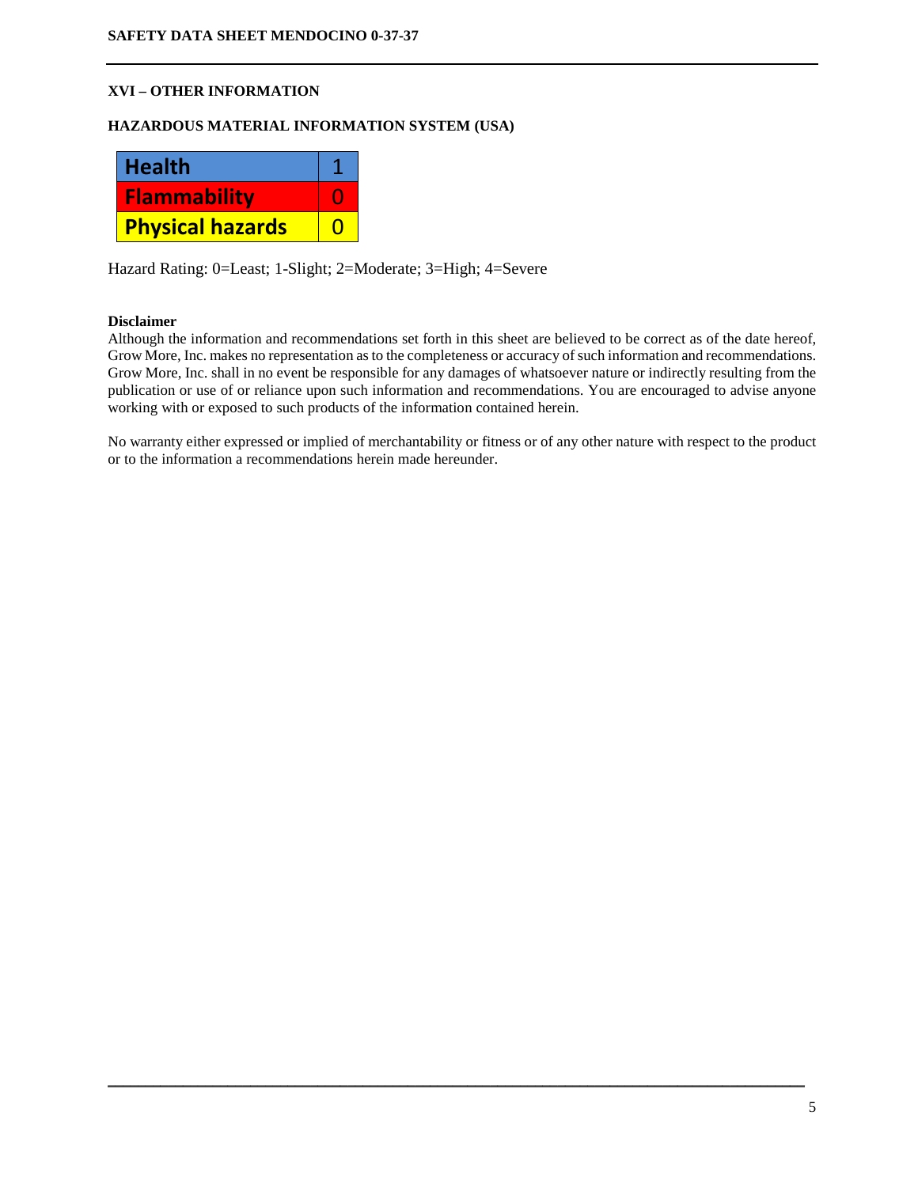## XVI – OTHER INFORMATION

### HAZARDOUS MATERIAL INFORMATION SYSTEM (USA)

| | |
|---|---|
| Health | 1 |
| Flammability | 0 |
| Physical hazards | 0 |

Hazard Rating: 0=Least; 1-Slight; 2=Moderate; 3=High; 4=Severe

**Disclaimer**

Although the information and recommendations set forth in this sheet are believed to be correct as of the date hereof, Grow More, Inc. makes no representation as to the completeness or accuracy of such information and recommendations. Grow More, Inc. shall in no event be responsible for any damages of whatsoever nature or indirectly resulting from the publication or use of or reliance upon such information and recommendations. You are encouraged to advise anyone working with or exposed to such products of the information contained herein.

No warranty either expressed or implied of merchantability or fitness or of any other nature with respect to the product or to the information a recommendations herein made hereunder.